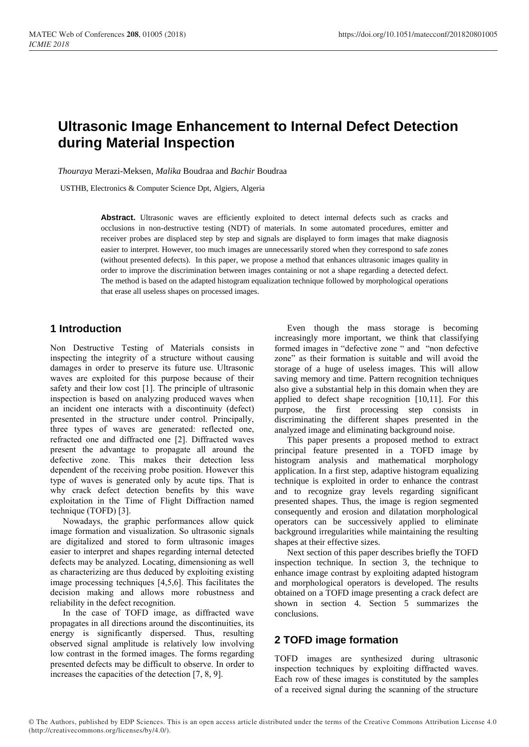# Ultrasonic Image Enhancement to Internal Defect Detection during Material Inspection

*Thouraya* Merazi-Meksen, *Malika* Boudraa and *Bachir* Boudraa

USTHB, Electronics & Computer Science Dpt, Algiers, Algeria

**Abstract.** Ultrasonic waves are efficiently exploited to detect internal defects such as cracks and occlusions in non-destructive testing (NDT) of materials. In some automated procedures, emitter and receiver probes are displaced step by step and signals are displayed to form images that make diagnosis easier to interpret. However, too much images are unnecessarily stored when they correspond to safe zones (without presented defects). In this paper, we propose a method that enhances ultrasonic images quality in order to improve the discrimination between images containing or not a shape regarding a detected defect. The method is based on the adapted histogram equalization technique followed by morphological operations that erase all useless shapes on processed images.

## 1 Introduction

Non Destructive Testing of Materials consists in inspecting the integrity of a structure without causing damages in order to preserve its future use. Ultrasonic waves are exploited for this purpose because of their safety and their low cost [1]. The principle of ultrasonic inspection is based on analyzing produced waves when an incident one interacts with a discontinuity (defect) presented in the structure under control. Principally, three types of waves are generated: reflected one, refracted one and diffracted one [2]. Diffracted waves present the advantage to propagate all around the defective zone. This makes their detection less dependent of the receiving probe position. However this type of waves is generated only by acute tips. That is why crack defect detection benefits by this wave exploitation in the Time of Flight Diffraction named technique (TOFD) [3].

Nowadays, the graphic performances allow quick image formation and visualization. So ultrasonic signals are digitalized and stored to form ultrasonic images easier to interpret and shapes regarding internal detected defects may be analyzed. Locating, dimensioning as well as characterizing are thus deduced by exploiting existing image processing techniques [4,5,6]. This facilitates the decision making and allows more robustness and reliability in the defect recognition.

In the case of TOFD image, as diffracted wave propagates in all directions around the discontinuities, its energy is significantly dispersed. Thus, resulting observed signal amplitude is relatively low involving low contrast in the formed images. The forms regarding presented defects may be difficult to observe. In order to increases the capacities of the detection [7, 8, 9].

Even though the mass storage is becoming increasingly more important, we think that classifying formed images in "defective zone " and "non defective zone" as their formation is suitable and will avoid the storage of a huge of useless images. This will allow saving memory and time. Pattern recognition techniques also give a substantial help in this domain when they are applied to defect shape recognition [10,11]. For this purpose, the first processing step consists in discriminating the different shapes presented in the analyzed image and eliminating background noise.

This paper presents a proposed method to extract principal feature presented in a TOFD image by histogram analysis and mathematical morphology application. In a first step, adaptive histogram equalizing technique is exploited in order to enhance the contrast and to recognize gray levels regarding significant presented shapes. Thus, the image is region segmented consequently and erosion and dilatation morphological operators can be successively applied to eliminate background irregularities while maintaining the resulting shapes at their effective sizes.

Next section of this paper describes briefly the TOFD inspection technique. In section 3, the technique to enhance image contrast by exploiting adapted histogram and morphological operators is developed. The results obtained on a TOFD image presenting a crack defect are shown in section 4. Section 5 summarizes the conclusions.

## 2 TOFD image formation

TOFD images are synthesized during ultrasonic inspection techniques by exploiting diffracted waves. Each row of these images is constituted by the samples of a received signal during the scanning of the structure

© The Authors, published by EDP Sciences. This is an open access article distributed under the terms of the Creative Commons Attribution License 4.0 (http://creativecommons.org/licenses/by/4.0/).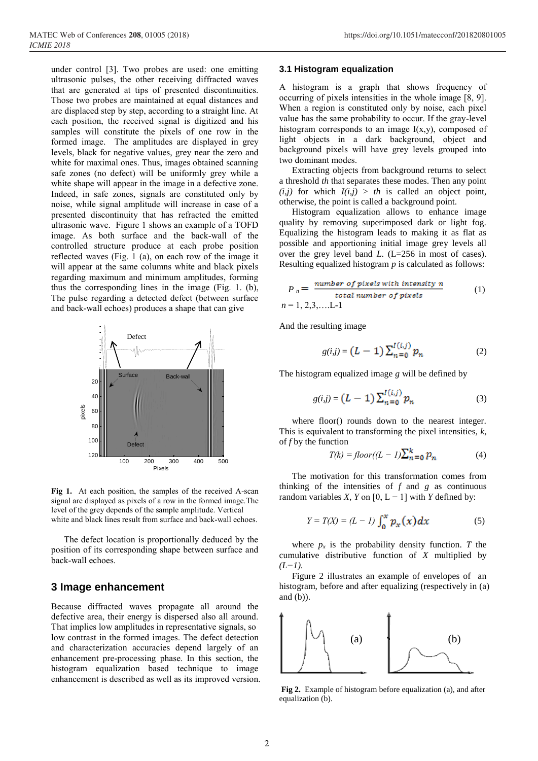under control [3]. Two probes are used: one emitting ultrasonic pulses, the other receiving diffracted waves that are generated at tips of presented discontinuities. Those two probes are maintained at equal distances and are displaced step by step, according to a straight line. At each position, the received signal is digitized and his samples will constitute the pixels of one row in the formed image. The amplitudes are displayed in grey levels, black for negative values, grey near the zero and white for maximal ones. Thus, images obtained scanning safe zones (no defect) will be uniformly grey while a white shape will appear in the image in a defective zone. Indeed, in safe zones, signals are constituted only by noise, while signal amplitude will increase in case of a presented discontinuity that has refracted the emitted ultrasonic wave. Figure 1 shows an example of a TOFD image. As both surface and the back-wall of the controlled structure produce at each probe position reflected waves (Fig. 1 (a), on each row of the image it will appear at the same columns white and black pixels regarding maximum and minimum amplitudes, forming thus the corresponding lines in the image (Fig. 1. (b), The pulse regarding a detected defect (between surface and back-wall echoes) produces a shape that can give

**Fig 1.** At each position, the samples of the received A-scan signal are displayed as pixels of a row in the formed image.The level of the grey depends of the sample amplitude. Vertical white and black lines result from surface and back-wall echoes.

The defect location is proportionally deduced by the position of its corresponding shape between surface and back-wall echoes.

## 3 Image enhancement

Because diffracted waves propagate all around the defective area, their energy is dispersed also all around. That implies low amplitudes in representative signals, so low contrast in the formed images. The defect detection and characterization accuracies depend largely of an enhancement pre-processing phase. In this section, the histogram equalization based technique to image enhancement is described as well as its improved version.

### 3.1 Histogram equalization

A histogram is a graph that shows frequency of occurring of pixels intensities in the whole image [8, 9]. When a region is constituted only by noise, each pixel value has the same probability to occur. If the gray-level histogram corresponds to an image I(x,y), composed of light objects in a dark background, object and background pixels will have grey levels grouped into two dominant modes.

Extracting objects from background returns to select a threshold *th* that separates these modes. Then any point $(i,j)$ for which $I(i,j) > th$ is called an object point, otherwise, the point is called a background point.

Histogram equalization allows to enhance image quality by removing superimposed dark or light fog. Equalizing the histogram leads to making it as flat as possible and apportioning initial image grey levels all over the grey level band *L*. (L=256 in most of cases). Resulting equalized histogram *p* is calculated as follows:

$$P_n = \frac{\text{number of pixels with intensity } n}{\text{total number of pixels}} \quad (1)$$

$n = 1, 2,3,\ldots.L\text{-}1$

And the resulting image

$$g(i,j) = (L-1)\sum_{n=0}^{I(i,j)} p_n \quad (2)$$

The histogram equalized image *g* will be defined by

$$g(i,j) = (L-1)\sum_{n=0}^{I(i,j)} p_n \quad (3)$$

where floor() rounds down to the nearest integer. This is equivalent to transforming the pixel intensities, *k*, of *f* by the function

$$T(k) = floor((L-1)\sum_{n=0}^{k} p_n \quad (4)$$

The motivation for this transformation comes from thinking of the intensities of *f* and *g* as continuous random variables *X, Y* on [0, L − 1] with *Y* defined by:

$$Y = T(X) = (L-1)\int_0^x p_x(x)dx \quad (5)$$

where $p_x$ is the probability density function. *T* the cumulative distributive function of *X* multiplied by $(L-1)$.

Figure 2 illustrates an example of envelopes of an histogram, before and after equalizing (respectively in (a) and (b)).

**Fig 2.** Example of histogram before equalization (a), and after equalization (b).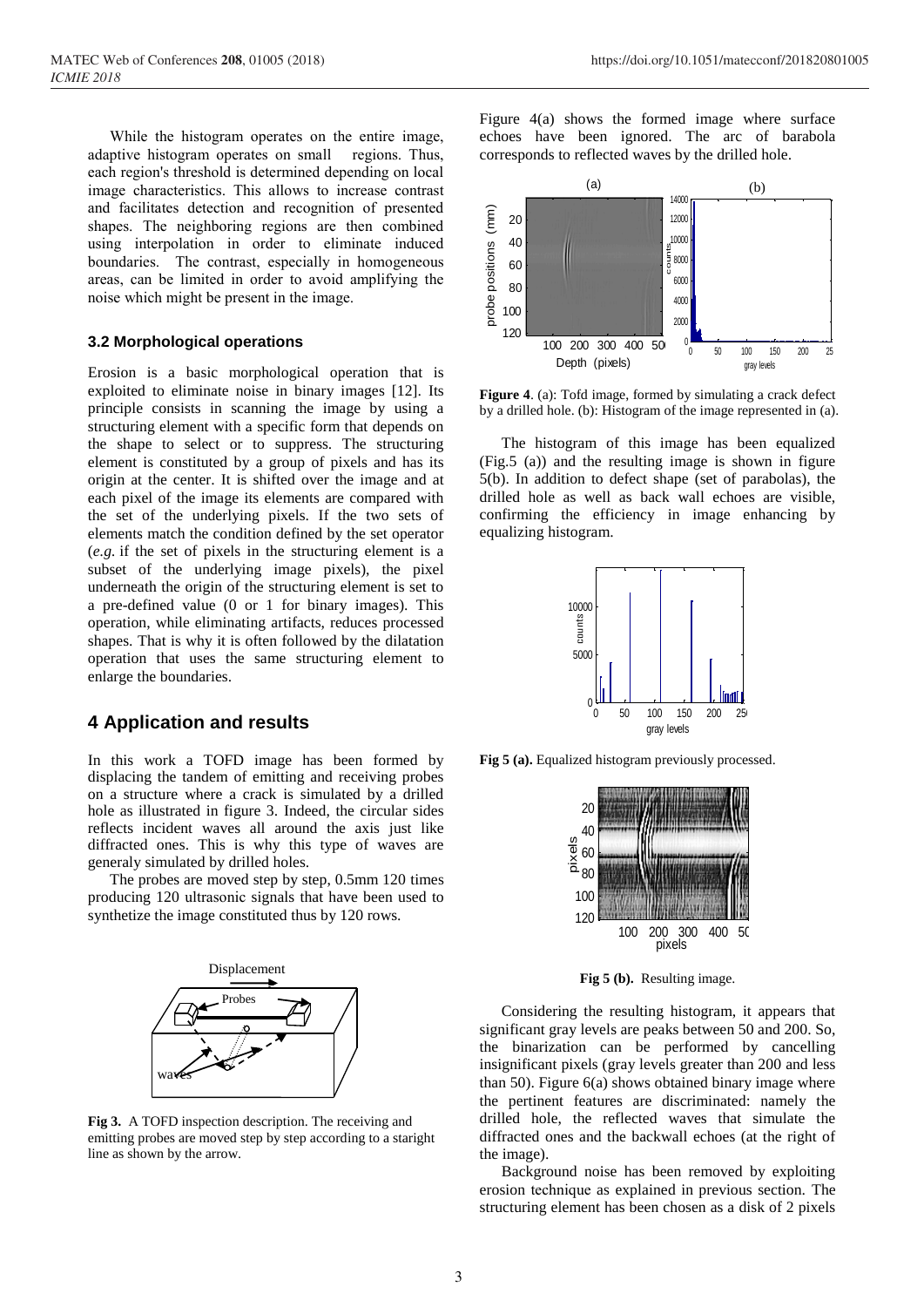While the histogram operates on the entire image, adaptive histogram operates on small regions. Thus, each region's threshold is determined depending on local image characteristics. This allows to increase contrast and facilitates detection and recognition of presented shapes. The neighboring regions are then combined using interpolation in order to eliminate induced boundaries. The contrast, especially in homogeneous areas, can be limited in order to avoid amplifying the noise which might be present in the image.

### 3.2 Morphological operations

Erosion is a basic morphological operation that is exploited to eliminate noise in binary images [12]. Its principle consists in scanning the image by using a structuring element with a specific form that depends on the shape to select or to suppress. The structuring element is constituted by a group of pixels and has its origin at the center. It is shifted over the image and at each pixel of the image its elements are compared with the set of the underlying pixels. If the two sets of elements match the condition defined by the set operator (*e.g.* if the set of pixels in the structuring element is a subset of the underlying image pixels), the pixel underneath the origin of the structuring element is set to a pre-defined value (0 or 1 for binary images). This operation, while eliminating artifacts, reduces processed shapes. That is why it is often followed by the dilatation operation that uses the same structuring element to enlarge the boundaries.

## 4 Application and results

In this work a TOFD image has been formed by displacing the tandem of emitting and receiving probes on a structure where a crack is simulated by a drilled hole as illustrated in figure 3. Indeed, the circular sides reflects incident waves all around the axis just like diffracted ones. This is why this type of waves are generaly simulated by drilled holes.

The probes are moved step by step, 0.5mm 120 times producing 120 ultrasonic signals that have been used to synthetize the image constituted thus by 120 rows.

**Fig 3.** A TOFD inspection description. The receiving and emitting probes are moved step by step according to a staright line as shown by the arrow.

Figure 4(a) shows the formed image where surface echoes have been ignored. The arc of barabola corresponds to reflected waves by the drilled hole.

**Figure 4**. (a): Tofd image, formed by simulating a crack defect by a drilled hole. (b): Histogram of the image represented in (a).

The histogram of this image has been equalized (Fig.5 (a)) and the resulting image is shown in figure 5(b). In addition to defect shape (set of parabolas), the drilled hole as well as back wall echoes are visible, confirming the efficiency in image enhancing by equalizing histogram.

**Fig 5 (a).** Equalized histogram previously processed.

**Fig 5 (b).** Resulting image.

Considering the resulting histogram, it appears that significant gray levels are peaks between 50 and 200. So, the binarization can be performed by cancelling insignificant pixels (gray levels greater than 200 and less than 50). Figure 6(a) shows obtained binary image where the pertinent features are discriminated: namely the drilled hole, the reflected waves that simulate the diffracted ones and the backwall echoes (at the right of the image).

Background noise has been removed by exploiting erosion technique as explained in previous section. The structuring element has been chosen as a disk of 2 pixels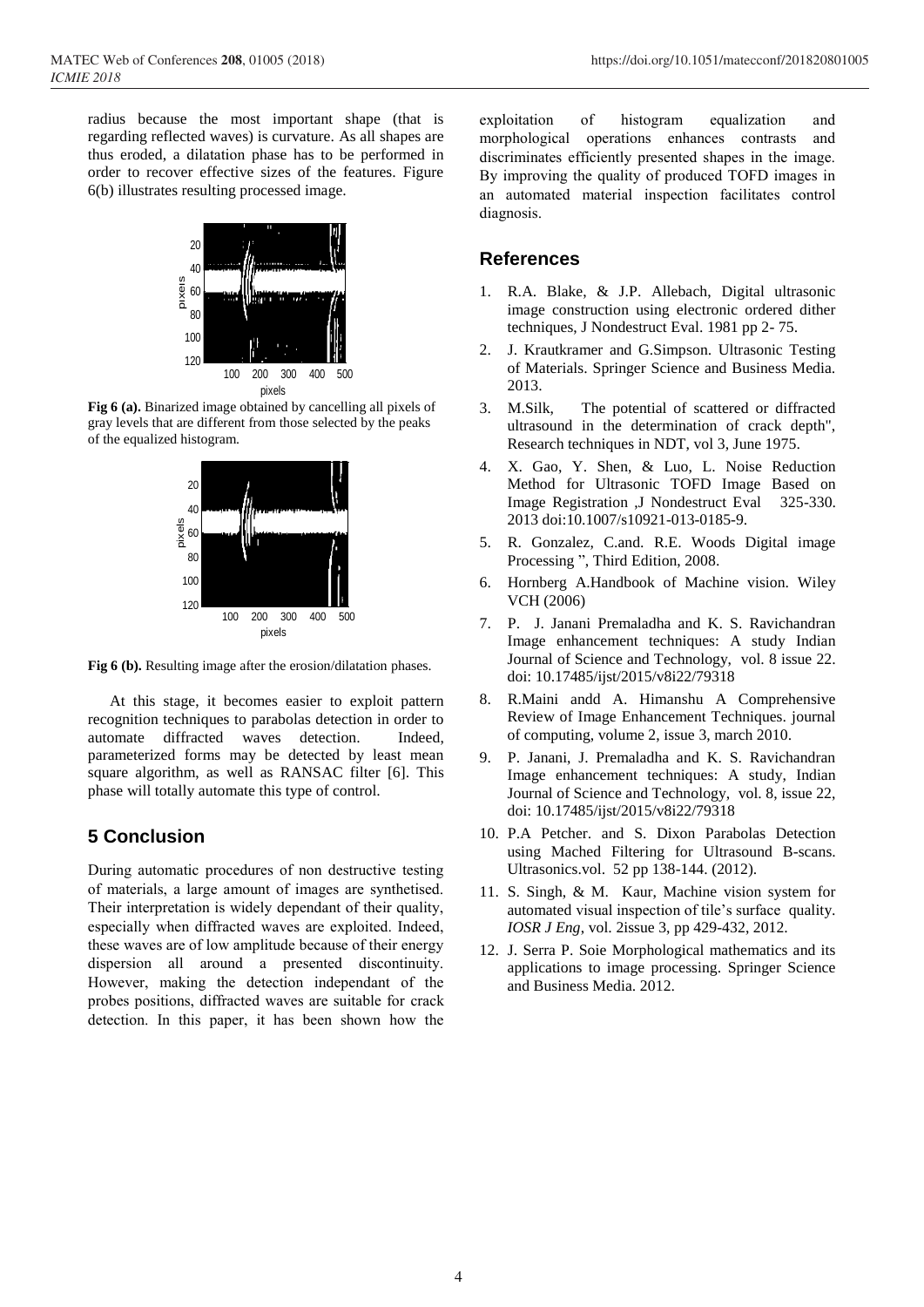radius because the most important shape (that is regarding reflected waves) is curvature. As all shapes are thus eroded, a dilatation phase has to be performed in order to recover effective sizes of the features. Figure 6(b) illustrates resulting processed image.

20
40
60
80
100
120
pixels
100 200 300 400 500
pixels

**Fig 6 (a).** Binarized image obtained by cancelling all pixels of gray levels that are different from those selected by the peaks of the equalized histogram.

20
40
60
80
100
120
pixels
100 200 300 400 500
pixels

**Fig 6 (b).** Resulting image after the erosion/dilatation phases.

At this stage, it becomes easier to exploit pattern recognition techniques to parabolas detection in order to automate diffracted waves detection. Indeed, parameterized forms may be detected by least mean square algorithm, as well as RANSAC filter [6]. This phase will totally automate this type of control.

## 5 Conclusion

During automatic procedures of non destructive testing of materials, a large amount of images are synthetised. Their interpretation is widely dependant of their quality, especially when diffracted waves are exploited. Indeed, these waves are of low amplitude because of their energy dispersion all around a presented discontinuity. However, making the detection independant of the probes positions, diffracted waves are suitable for crack detection. In this paper, it has been shown how the exploitation of histogram equalization and morphological operations enhances contrasts and discriminates efficiently presented shapes in the image. By improving the quality of produced TOFD images in an automated material inspection facilitates control diagnosis.

## References

1. R.A. Blake, & J.P. Allebach, Digital ultrasonic image construction using electronic ordered dither techniques, J Nondestruct Eval. 1981 pp 2- 75.
2. J. Krautkramer and G.Simpson. Ultrasonic Testing of Materials. Springer Science and Business Media. 2013.
3. M.Silk, The potential of scattered or diffracted ultrasound in the determination of crack depth", Research techniques in NDT, vol 3, June 1975.
4. X. Gao, Y. Shen, & Luo, L. Noise Reduction Method for Ultrasonic TOFD Image Based on Image Registration ,J Nondestruct Eval 325-330. 2013 doi:10.1007/s10921-013-0185-9.
5. R. Gonzalez, C.and. R.E. Woods Digital image Processing ", Third Edition, 2008.
6. Hornberg A.Handbook of Machine vision. Wiley VCH (2006)
7. P. J. Janani Premaladha and K. S. Ravichandran Image enhancement techniques: A study Indian Journal of Science and Technology, vol. 8 issue 22. doi: 10.17485/ijst/2015/v8i22/79318
8. R.Maini andd A. Himanshu A Comprehensive Review of Image Enhancement Techniques. journal of computing, volume 2, issue 3, march 2010.
9. P. Janani, J. Premaladha and K. S. Ravichandran Image enhancement techniques: A study, Indian Journal of Science and Technology, vol. 8, issue 22, doi: 10.17485/ijst/2015/v8i22/79318
10. P.A Petcher. and S. Dixon Parabolas Detection using Mached Filtering for Ultrasound B-scans. Ultrasonics.vol. 52 pp 138-144. (2012).
11. S. Singh, & M. Kaur, Machine vision system for automated visual inspection of tile's surface quality. *IOSR J Eng*, vol. 2issue 3, pp 429-432, 2012.
12. J. Serra P. Soie Morphological mathematics and its applications to image processing. Springer Science and Business Media. 2012.